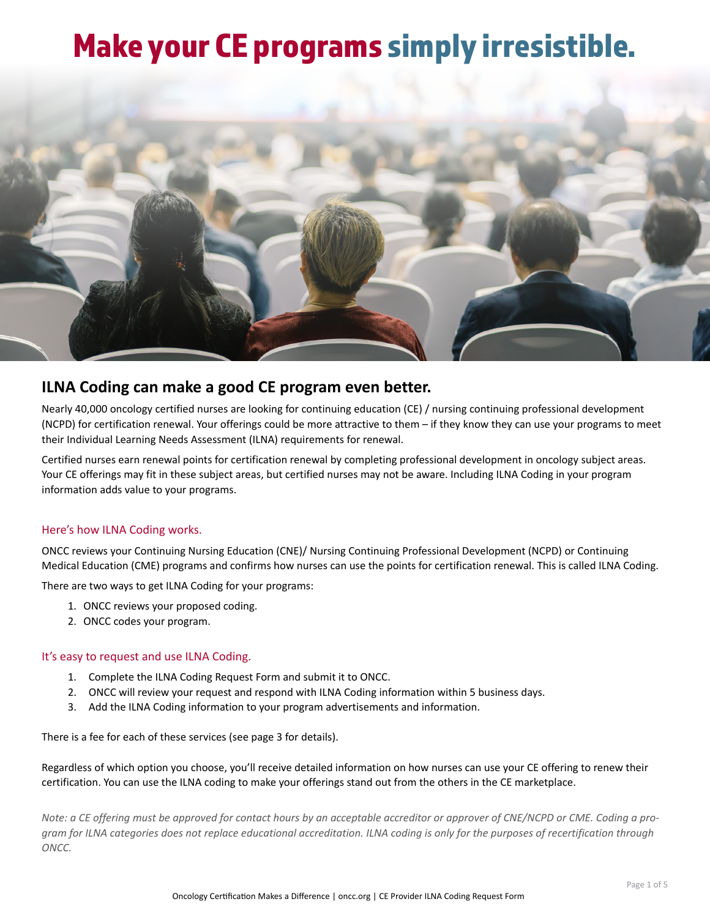# Make your CE programs simply irresistible.

## ILNA Coding can make a good CE program even better.

Nearly 40,000 oncology certified nurses are looking for continuing education (CE) / nursing continuing professional development (NCPD) for certification renewal. Your offerings could be more attractive to them – if they know they can use your programs to meet their Individual Learning Needs Assessment (ILNA) requirements for renewal.

Certified nurses earn renewal points for certification renewal by completing professional development in oncology subject areas. Your CE offerings may fit in these subject areas, but certified nurses may not be aware. Including ILNA Coding in your program information adds value to your programs.

### Here's how ILNA Coding works.

ONCC reviews your Continuing Nursing Education (CNE)/ Nursing Continuing Professional Development (NCPD) or Continuing Medical Education (CME) programs and confirms how nurses can use the points for certification renewal. This is called ILNA Coding.

There are two ways to get ILNA Coding for your programs:

1. ONCC reviews your proposed coding.
2. ONCC codes your program.

### It's easy to request and use ILNA Coding.

1. Complete the ILNA Coding Request Form and submit it to ONCC.
2. ONCC will review your request and respond with ILNA Coding information within 5 business days.
3. Add the ILNA Coding information to your program advertisements and information.

There is a fee for each of these services (see page 3 for details).

Regardless of which option you choose, you'll receive detailed information on how nurses can use your CE offering to renew their certification. You can use the ILNA coding to make your offerings stand out from the others in the CE marketplace.

*Note: a CE offering must be approved for contact hours by an acceptable accreditor or approver of CNE/NCPD or CME. Coding a program for ILNA categories does not replace educational accreditation. ILNA coding is only for the purposes of recertification through ONCC.*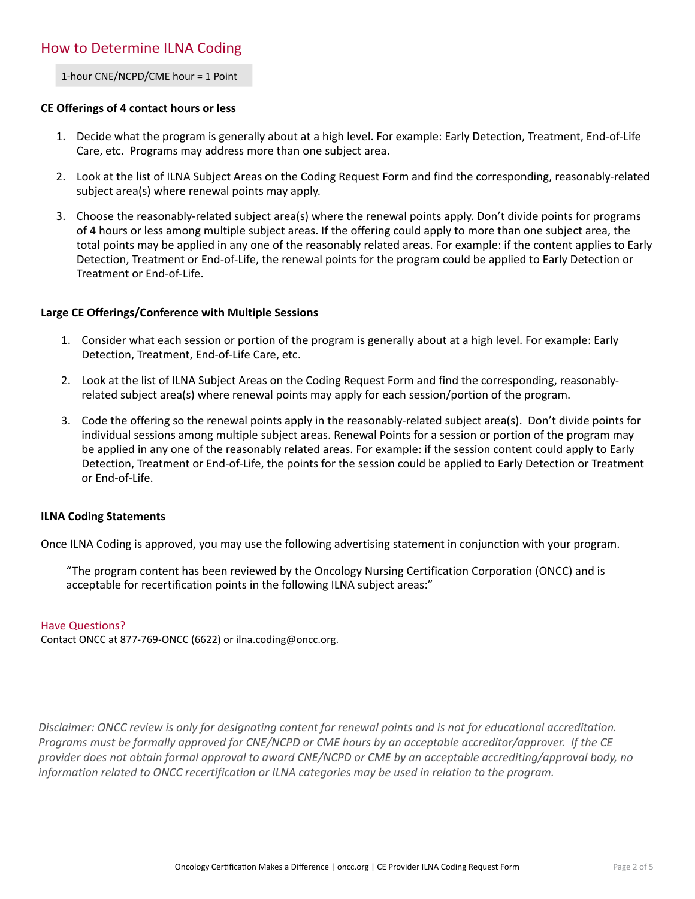## How to Determine ILNA Coding

1-hour CNE/NCPD/CME hour = 1 Point

**CE Offerings of 4 contact hours or less**

1. Decide what the program is generally about at a high level. For example: Early Detection, Treatment, End-of-Life Care, etc. Programs may address more than one subject area.

2. Look at the list of ILNA Subject Areas on the Coding Request Form and find the corresponding, reasonably-related subject area(s) where renewal points may apply.

3. Choose the reasonably-related subject area(s) where the renewal points apply. Don't divide points for programs of 4 hours or less among multiple subject areas. If the offering could apply to more than one subject area, the total points may be applied in any one of the reasonably related areas. For example: if the content applies to Early Detection, Treatment or End-of-Life, the renewal points for the program could be applied to Early Detection or Treatment or End-of-Life.

**Large CE Offerings/Conference with Multiple Sessions**

1. Consider what each session or portion of the program is generally about at a high level. For example: Early Detection, Treatment, End-of-Life Care, etc.

2. Look at the list of ILNA Subject Areas on the Coding Request Form and find the corresponding, reasonably-related subject area(s) where renewal points may apply for each session/portion of the program.

3. Code the offering so the renewal points apply in the reasonably-related subject area(s). Don't divide points for individual sessions among multiple subject areas. Renewal Points for a session or portion of the program may be applied in any one of the reasonably related areas. For example: if the session content could apply to Early Detection, Treatment or End-of-Life, the points for the session could be applied to Early Detection or Treatment or End-of-Life.

**ILNA Coding Statements**

Once ILNA Coding is approved, you may use the following advertising statement in conjunction with your program.

> "The program content has been reviewed by the Oncology Nursing Certification Corporation (ONCC) and is acceptable for recertification points in the following ILNA subject areas:"

### Have Questions?

Contact ONCC at 877-769-ONCC (6622) or ilna.coding@oncc.org.

*Disclaimer: ONCC review is only for designating content for renewal points and is not for educational accreditation. Programs must be formally approved for CNE/NCPD or CME hours by an acceptable accreditor/approver. If the CE provider does not obtain formal approval to award CNE/NCPD or CME by an acceptable accrediting/approval body, no information related to ONCC recertification or ILNA categories may be used in relation to the program.*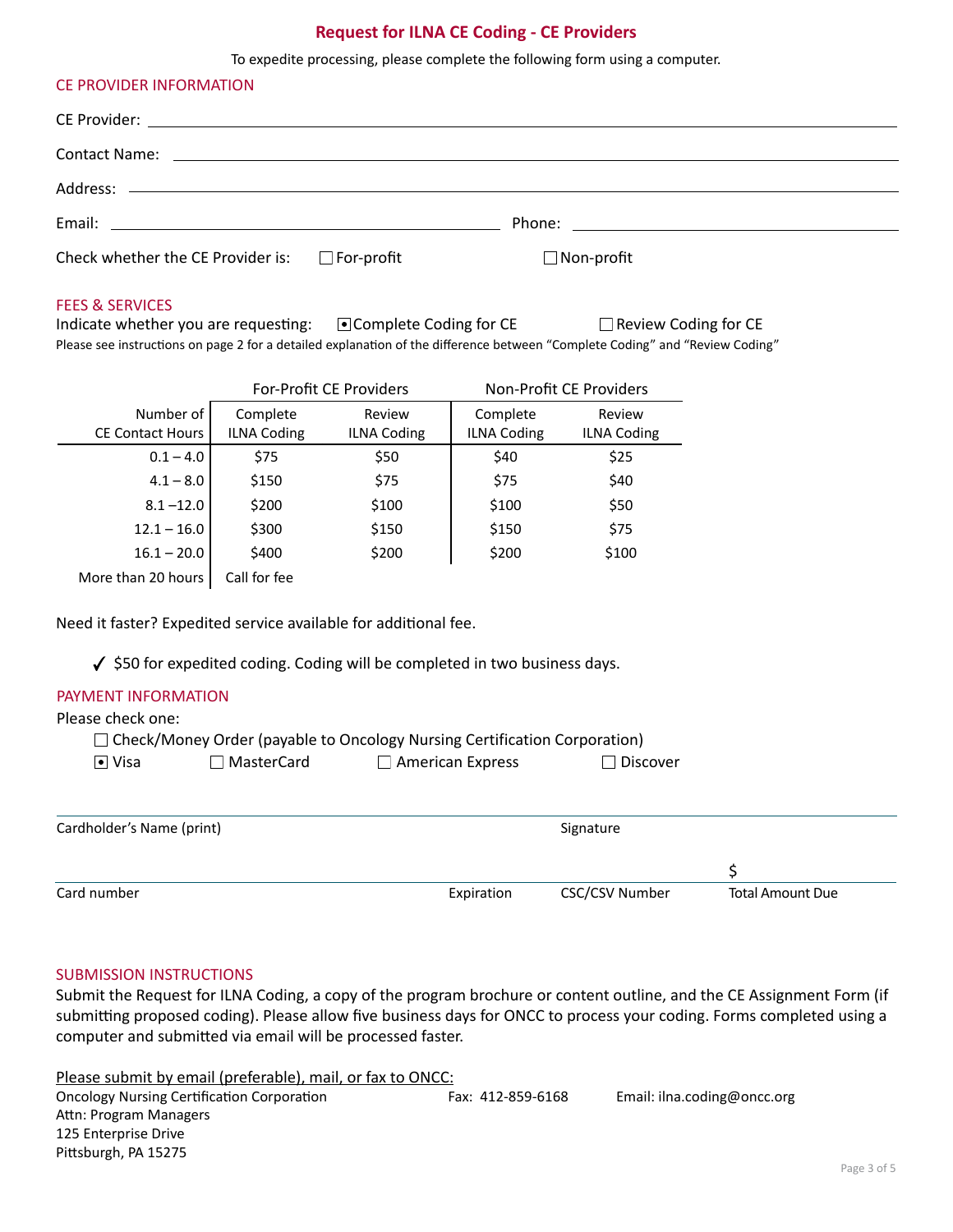# Request for ILNA CE Coding - CE Providers

To expedite processing, please complete the following form using a computer.

## CE PROVIDER INFORMATION

CE Provider: ____________________

Contact Name: ____________________

Address: ____________________

Email: ____________________ Phone: ____________________

Check whether the CE Provider is: ☐ For-profit ☐ Non-profit

## FEES & SERVICES

Indicate whether you are requesting: ☒ Complete Coding for CE ☐ Review Coding for CE

Please see instructions on page 2 for a detailed explanation of the difference between "Complete Coding" and "Review Coding"

| | For-Profit CE Providers | | Non-Profit CE Providers | |
|---|---|---|---|---|
| Number of CE Contact Hours | Complete ILNA Coding | Review ILNA Coding | Complete ILNA Coding | Review ILNA Coding |
| 0.1 – 4.0 | $75 | $50 | $40 | $25 |
| 4.1 – 8.0 | $150 | $75 | $75 | $40 |
| 8.1 –12.0 | $200 | $100 | $100 | $50 |
| 12.1 – 16.0 | $300 | $150 | $150 | $75 |
| 16.1 – 20.0 | $400 | $200 | $200 | $100 |
| More than 20 hours | Call for fee | | | |

Need it faster? Expedited service available for additional fee.

✓ $50 for expedited coding. Coding will be completed in two business days.

## PAYMENT INFORMATION

Please check one:

☐ Check/Money Order (payable to Oncology Nursing Certification Corporation)

☒ Visa ☐ MasterCard ☐ American Express ☐ Discover

Cardholder's Name (print) ____________________ Signature ____________________

Card number ____________________ Expiration ________ CSC/CSV Number ________ Total Amount Due $________

## SUBMISSION INSTRUCTIONS

Submit the Request for ILNA Coding, a copy of the program brochure or content outline, and the CE Assignment Form (if submitting proposed coding). Please allow five business days for ONCC to process your coding. Forms completed using a computer and submitted via email will be processed faster.

Please submit by email (preferable), mail, or fax to ONCC:

Oncology Nursing Certification Corporation
Attn: Program Managers
125 Enterprise Drive
Pittsburgh, PA 15275

Fax: 412-859-6168

Email: ilna.coding@oncc.org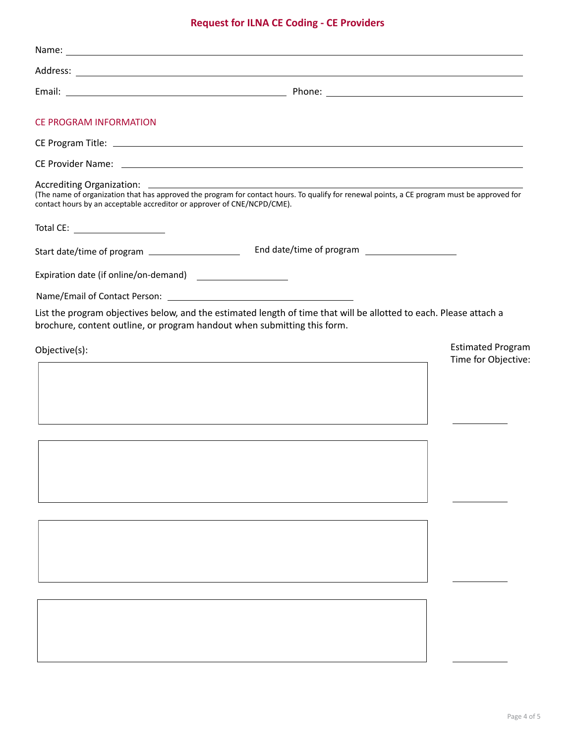# Request for ILNA CE Coding - CE Providers

Name: ______________________________________________

Address: ______________________________________________

Email: ______________________ Phone: ______________________

## CE PROGRAM INFORMATION

CE Program Title: ______________________________________________

CE Provider Name: ______________________________________________

Accrediting Organization: ______________________________________________

(The name of organization that has approved the program for contact hours. To qualify for renewal points, a CE program must be approved for contact hours by an acceptable accreditor or approver of CNE/NCPD/CME).

Total CE: ______________

Start date/time of program ______________ End date/time of program ______________

Expiration date (if online/on-demand) ______________

Name/Email of Contact Person: ______________________

List the program objectives below, and the estimated length of time that will be allotted to each. Please attach a brochure, content outline, or program handout when submitting this form.

| Objective(s): | Estimated Program Time for Objective: |
|---|---|
| | ________ |
| | ________ |
| | ________ |
| | ________ |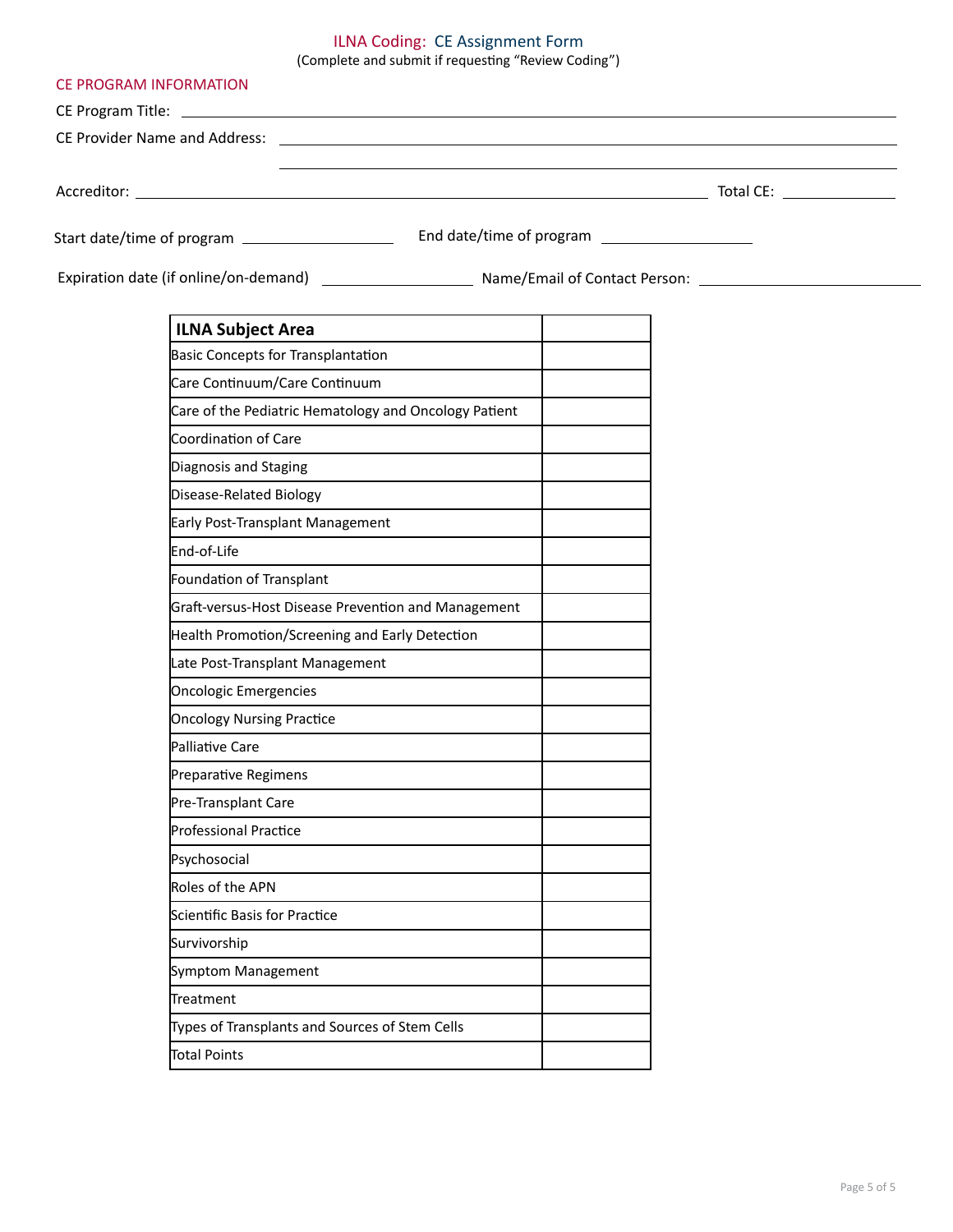# ILNA Coding: CE Assignment Form

(Complete and submit if requesting "Review Coding")

## CE PROGRAM INFORMATION

CE Program Title: ______________________________________________

CE Provider Name and Address: ______________________________________________

______________________________________________

Accreditor: ______________________________________________ Total CE: ____________

Start date/time of program ________________ End date/time of program ________________

Expiration date (if online/on-demand) ________________ Name/Email of Contact Person: ________________

| ILNA Subject Area | |
|---|---|
| Basic Concepts for Transplantation | |
| Care Continuum/Care Continuum | |
| Care of the Pediatric Hematology and Oncology Patient | |
| Coordination of Care | |
| Diagnosis and Staging | |
| Disease-Related Biology | |
| Early Post-Transplant Management | |
| End-of-Life | |
| Foundation of Transplant | |
| Graft-versus-Host Disease Prevention and Management | |
| Health Promotion/Screening and Early Detection | |
| Late Post-Transplant Management | |
| Oncologic Emergencies | |
| Oncology Nursing Practice | |
| Palliative Care | |
| Preparative Regimens | |
| Pre-Transplant Care | |
| Professional Practice | |
| Psychosocial | |
| Roles of the APN | |
| Scientific Basis for Practice | |
| Survivorship | |
| Symptom Management | |
| Treatment | |
| Types of Transplants and Sources of Stem Cells | |
| Total Points | |